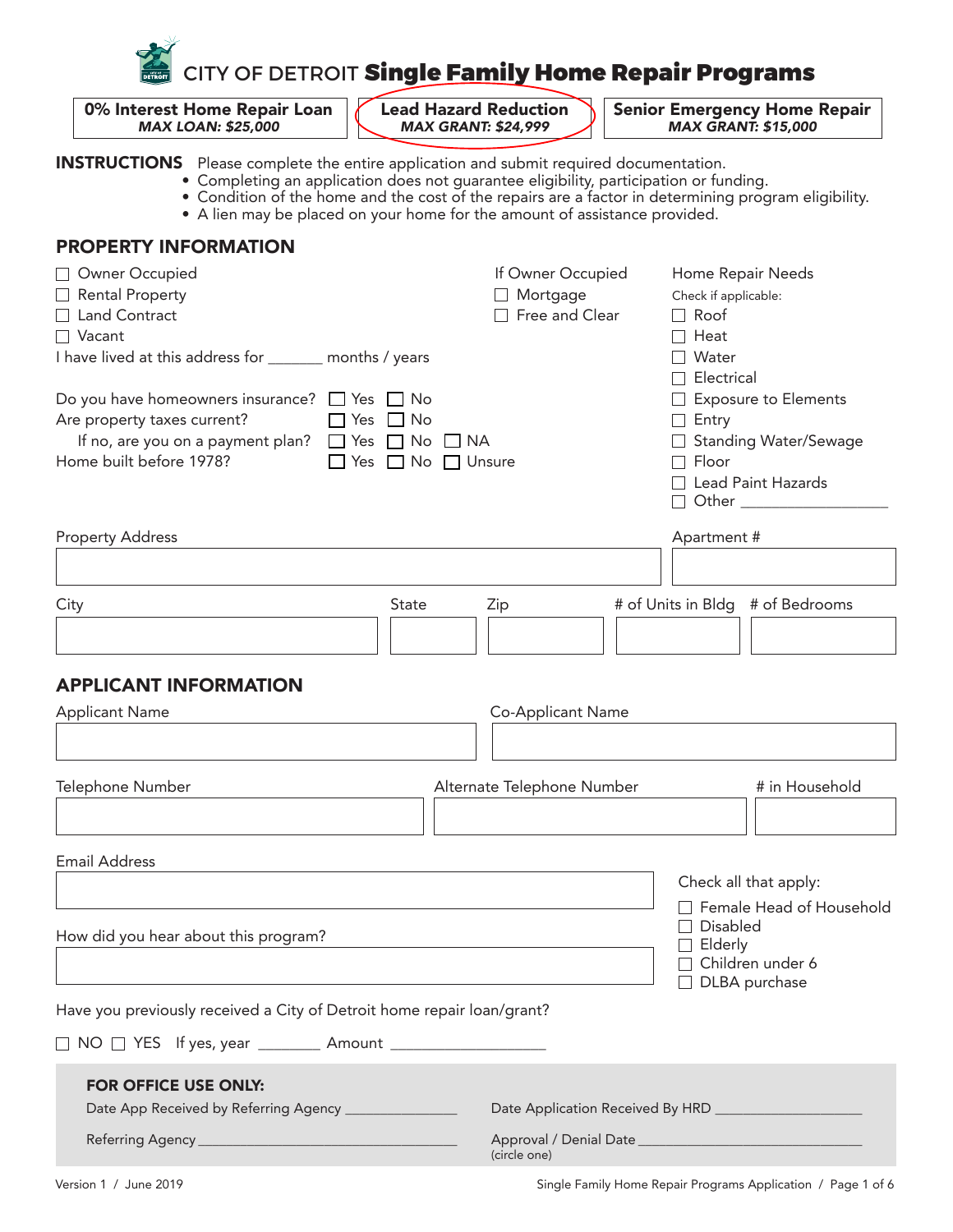# CITY OF DETROIT **Single Family Home Repair Programs**

| 0% Interest Home Repair Loan | Lead Hazard Reduction | Senior Emergency Home Repair |
|---|---|---|
| *MAX LOAN: $25,000* | *MAX GRANT: $24,999* | *MAX GRANT: $15,000* |

**INSTRUCTIONS** Please complete the entire application and submit required documentation.

- Completing an application does not guarantee eligibility, participation or funding.
- Condition of the home and the cost of the repairs are a factor in determining program eligibility.
- A lien may be placed on your home for the amount of assistance provided.

## PROPERTY INFORMATION

☐ Owner Occupied
☐ Rental Property
☐ Land Contract
☐ Vacant

I have lived at this address for _______ months / years

If Owner Occupied
☐ Mortgage
☐ Free and Clear

Do you have homeowners insurance? ☐ Yes ☐ No
Are property taxes current? ☐ Yes ☐ No
If no, are you on a payment plan? ☐ Yes ☐ No ☐ NA
Home built before 1978? ☐ Yes ☐ No ☐ Unsure

Home Repair Needs
Check if applicable:
☐ Roof
☐ Heat
☐ Water
☐ Electrical
☐ Exposure to Elements
☐ Entry
☐ Standing Water/Sewage
☐ Floor
☐ Lead Paint Hazards
☐ Other ___________________

Property Address: ____________________ Apartment #: __________

City: __________ State: ______ Zip: ______ # of Units in Bldg: ______ # of Bedrooms: ______

## APPLICANT INFORMATION

Applicant Name: ____________________ Co-Applicant Name: ____________________

Telephone Number: ______________ Alternate Telephone Number: ______________ # in Household: ______

Email Address: ____________________

How did you hear about this program? ____________________

Check all that apply:
☐ Female Head of Household
☐ Disabled
☐ Elderly
☐ Children under 6
☐ DLBA purchase

Have you previously received a City of Detroit home repair loan/grant?

☐ NO ☐ YES If yes, year ________ Amount ___________________

**FOR OFFICE USE ONLY:**

Date App Received by Referring Agency _______________ Date Application Received By HRD ___________________

Referring Agency ___________________________________ Approval / Denial Date _______________________________
(circle one)

Version 1 / June 2019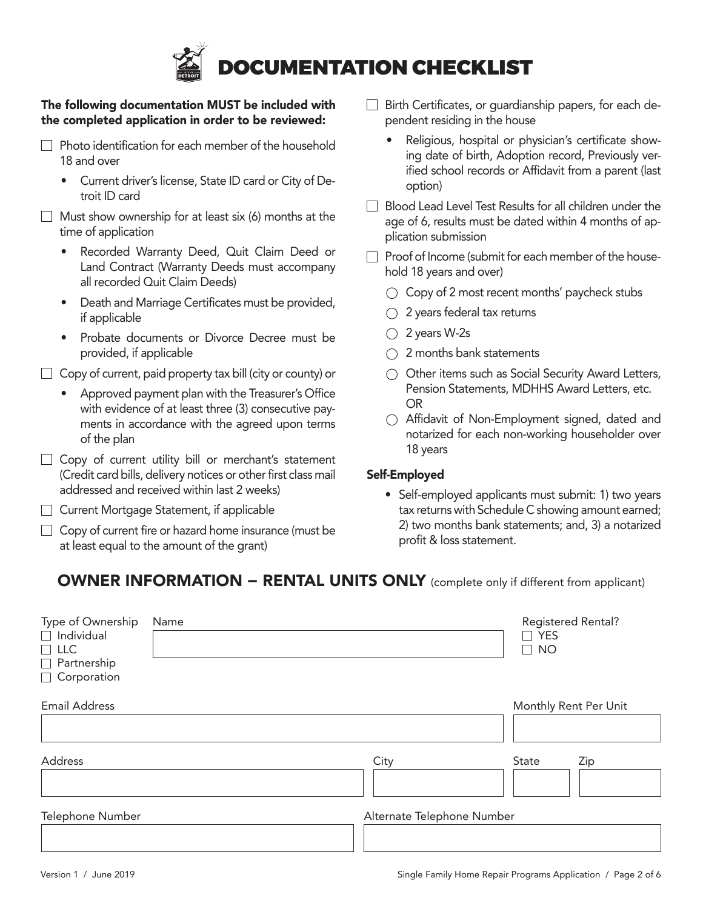# DOCUMENTATION CHECKLIST

**The following documentation MUST be included with the completed application in order to be reviewed:**

- ☐ Photo identification for each member of the household 18 and over
  - Current driver's license, State ID card or City of Detroit ID card
- ☐ Must show ownership for at least six (6) months at the time of application
  - Recorded Warranty Deed, Quit Claim Deed or Land Contract (Warranty Deeds must accompany all recorded Quit Claim Deeds)
  - Death and Marriage Certificates must be provided, if applicable
  - Probate documents or Divorce Decree must be provided, if applicable
- ☐ Copy of current, paid property tax bill (city or county) or
  - Approved payment plan with the Treasurer's Office with evidence of at least three (3) consecutive payments in accordance with the agreed upon terms of the plan
- ☐ Copy of current utility bill or merchant's statement (Credit card bills, delivery notices or other first class mail addressed and received within last 2 weeks)
- ☐ Current Mortgage Statement, if applicable
- ☐ Copy of current fire or hazard home insurance (must be at least equal to the amount of the grant)
- ☐ Birth Certificates, or guardianship papers, for each dependent residing in the house
  - Religious, hospital or physician's certificate showing date of birth, Adoption record, Previously verified school records or Affidavit from a parent (last option)
- ☐ Blood Lead Level Test Results for all children under the age of 6, results must be dated within 4 months of application submission
- ☐ Proof of Income (submit for each member of the household 18 years and over)
  - ○ Copy of 2 most recent months' paycheck stubs
  - ○ 2 years federal tax returns
  - ○ 2 years W-2s
  - ○ 2 months bank statements
  - ○ Other items such as Social Security Award Letters, Pension Statements, MDHHS Award Letters, etc. OR
  - ○ Affidavit of Non-Employment signed, dated and notarized for each non-working householder over 18 years

**Self-Employed**

- Self-employed applicants must submit: 1) two years tax returns with Schedule C showing amount earned; 2) two months bank statements; and, 3) a notarized profit & loss statement.

## OWNER INFORMATION – RENTAL UNITS ONLY (complete only if different from applicant)

Type of Ownership
☐ Individual
☐ LLC
☐ Partnership
☐ Corporation

Name: ______________________

Registered Rental?
☐ YES
☐ NO

Email Address: ______________________

Monthly Rent Per Unit: ______________________

Address: ______________________ City: ____________ State: ______ Zip: ______

Telephone Number: ______________________

Alternate Telephone Number: ______________________

Version 1 / June 2019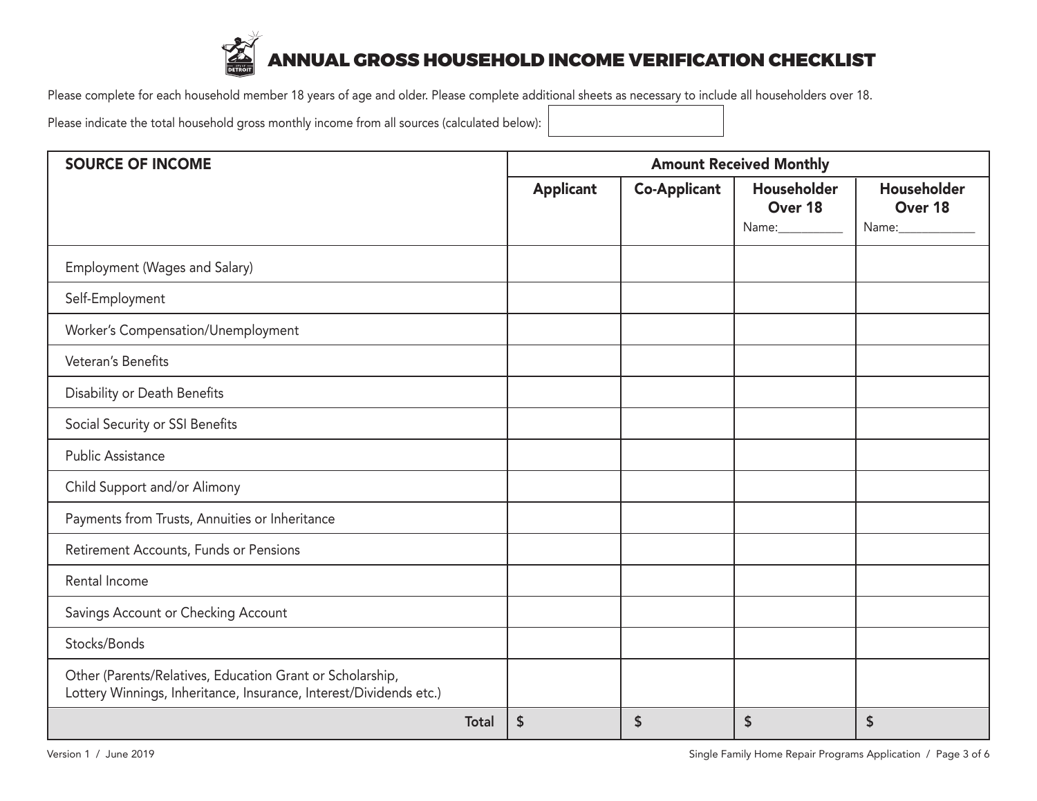# ANNUAL GROSS HOUSEHOLD INCOME VERIFICATION CHECKLIST

Please complete for each household member 18 years of age and older. Please complete additional sheets as necessary to include all householders over 18.

Please indicate the total household gross monthly income from all sources (calculated below): ______________

| SOURCE OF INCOME | Amount Received Monthly | | | |
|---|---|---|---|---|
| | **Applicant** | **Co-Applicant** | **Householder Over 18** Name:__________ | **Householder Over 18** Name:____________ |
| Employment (Wages and Salary) | | | | |
| Self-Employment | | | | |
| Worker's Compensation/Unemployment | | | | |
| Veteran's Benefits | | | | |
| Disability or Death Benefits | | | | |
| Social Security or SSI Benefits | | | | |
| Public Assistance | | | | |
| Child Support and/or Alimony | | | | |
| Payments from Trusts, Annuities or Inheritance | | | | |
| Retirement Accounts, Funds or Pensions | | | | |
| Rental Income | | | | |
| Savings Account or Checking Account | | | | |
| Stocks/Bonds | | | | |
| Other (Parents/Relatives, Education Grant or Scholarship, Lottery Winnings, Inheritance, Insurance, Interest/Dividends etc.) | | | | |
| **Total** | $ | $ | $ | $ |

Version 1 / June 2019

Single Family Home Repair Programs Application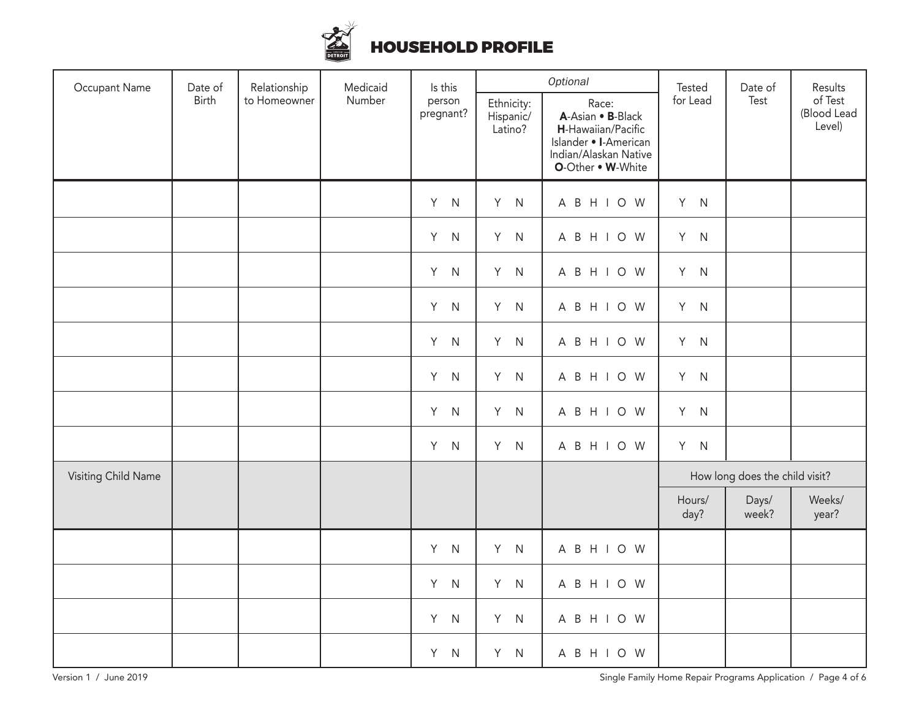# HOUSEHOLD PROFILE

| Occupant Name | Date of Birth | Relationship to Homeowner | Medicaid Number | Is this person pregnant? | *Optional* Ethnicity: Hispanic/ Latino? | *Optional* Race: **A**-Asian • **B**-Black **H**-Hawaiian/Pacific Islander • **I**-American Indian/Alaskan Native **O**-Other • **W**-White | Tested for Lead | Date of Test | Results of Test (Blood Lead Level) |
|---|---|---|---|---|---|---|---|---|---|
| | | | | Y N | Y N | A B H I O W | Y N | | |
| | | | | Y N | Y N | A B H I O W | Y N | | |
| | | | | Y N | Y N | A B H I O W | Y N | | |
| | | | | Y N | Y N | A B H I O W | Y N | | |
| | | | | Y N | Y N | A B H I O W | Y N | | |
| | | | | Y N | Y N | A B H I O W | Y N | | |
| | | | | Y N | Y N | A B H I O W | Y N | | |
| | | | | Y N | Y N | A B H I O W | Y N | | |
| **Visiting Child Name** | | | | | | | How long does the child visit? Hours/ day? | Days/ week? | Weeks/ year? |
| | | | | Y N | Y N | A B H I O W | | | |
| | | | | Y N | Y N | A B H I O W | | | |
| | | | | Y N | Y N | A B H I O W | | | |
| | | | | Y N | Y N | A B H I O W | | | |

Version 1 / June 2019

Single Family Home Repair Programs Application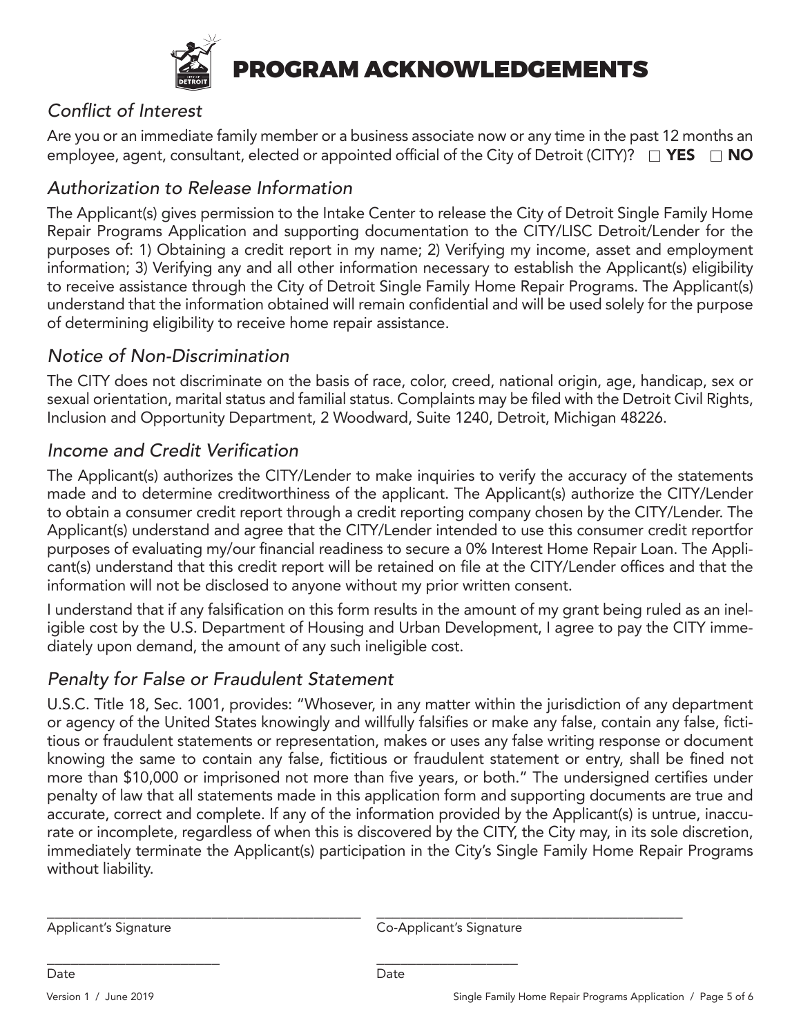# PROGRAM ACKNOWLEDGEMENTS

## *Conflict of Interest*

Are you or an immediate family member or a business associate now or any time in the past 12 months an employee, agent, consultant, elected or appointed official of the City of Detroit (CITY)? ☐ **YES** ☐ **NO**

## *Authorization to Release Information*

The Applicant(s) gives permission to the Intake Center to release the City of Detroit Single Family Home Repair Programs Application and supporting documentation to the CITY/LISC Detroit/Lender for the purposes of: 1) Obtaining a credit report in my name; 2) Verifying my income, asset and employment information; 3) Verifying any and all other information necessary to establish the Applicant(s) eligibility to receive assistance through the City of Detroit Single Family Home Repair Programs. The Applicant(s) understand that the information obtained will remain confidential and will be used solely for the purpose of determining eligibility to receive home repair assistance.

## *Notice of Non-Discrimination*

The CITY does not discriminate on the basis of race, color, creed, national origin, age, handicap, sex or sexual orientation, marital status and familial status. Complaints may be filed with the Detroit Civil Rights, Inclusion and Opportunity Department, 2 Woodward, Suite 1240, Detroit, Michigan 48226.

## *Income and Credit Verification*

The Applicant(s) authorizes the CITY/Lender to make inquiries to verify the accuracy of the statements made and to determine creditworthiness of the applicant. The Applicant(s) authorize the CITY/Lender to obtain a consumer credit report through a credit reporting company chosen by the CITY/Lender. The Applicant(s) understand and agree that the CITY/Lender intended to use this consumer credit reportfor purposes of evaluating my/our financial readiness to secure a 0% Interest Home Repair Loan. The Applicant(s) understand that this credit report will be retained on file at the CITY/Lender offices and that the information will not be disclosed to anyone without my prior written consent.

I understand that if any falsification on this form results in the amount of my grant being ruled as an ineligible cost by the U.S. Department of Housing and Urban Development, I agree to pay the CITY immediately upon demand, the amount of any such ineligible cost.

## *Penalty for False or Fraudulent Statement*

U.S.C. Title 18, Sec. 1001, provides: "Whosever, in any matter within the jurisdiction of any department or agency of the United States knowingly and willfully falsifies or make any false, contain any false, fictitious or fraudulent statements or representation, makes or uses any false writing response or document knowing the same to contain any false, fictitious or fraudulent statement or entry, shall be fined not more than $10,000 or imprisoned not more than five years, or both." The undersigned certifies under penalty of law that all statements made in this application form and supporting documents are true and accurate, correct and complete. If any of the information provided by the Applicant(s) is untrue, inaccurate or incomplete, regardless of when this is discovered by the CITY, the City may, in its sole discretion, immediately terminate the Applicant(s) participation in the City's Single Family Home Repair Programs without liability.

\_\_\_\_\_\_\_\_\_\_\_\_\_\_\_\_\_\_\_\_\_\_\_\_\_\_\_\_\_\_\_\_\_\_\_\_\_\_\_\_ \_\_\_\_\_\_\_\_\_\_\_\_\_\_\_\_\_\_\_\_\_\_\_\_\_\_\_\_\_\_\_\_\_\_\_\_\_\_\_\_

Applicant's Signature Co-Applicant's Signature

\_\_\_\_\_\_\_\_\_\_\_\_\_\_\_\_\_\_\_\_\_\_ \_\_\_\_\_\_\_\_\_\_\_\_\_\_\_\_\_\_\_\_\_\_

Date Date

Version 1 / June 2019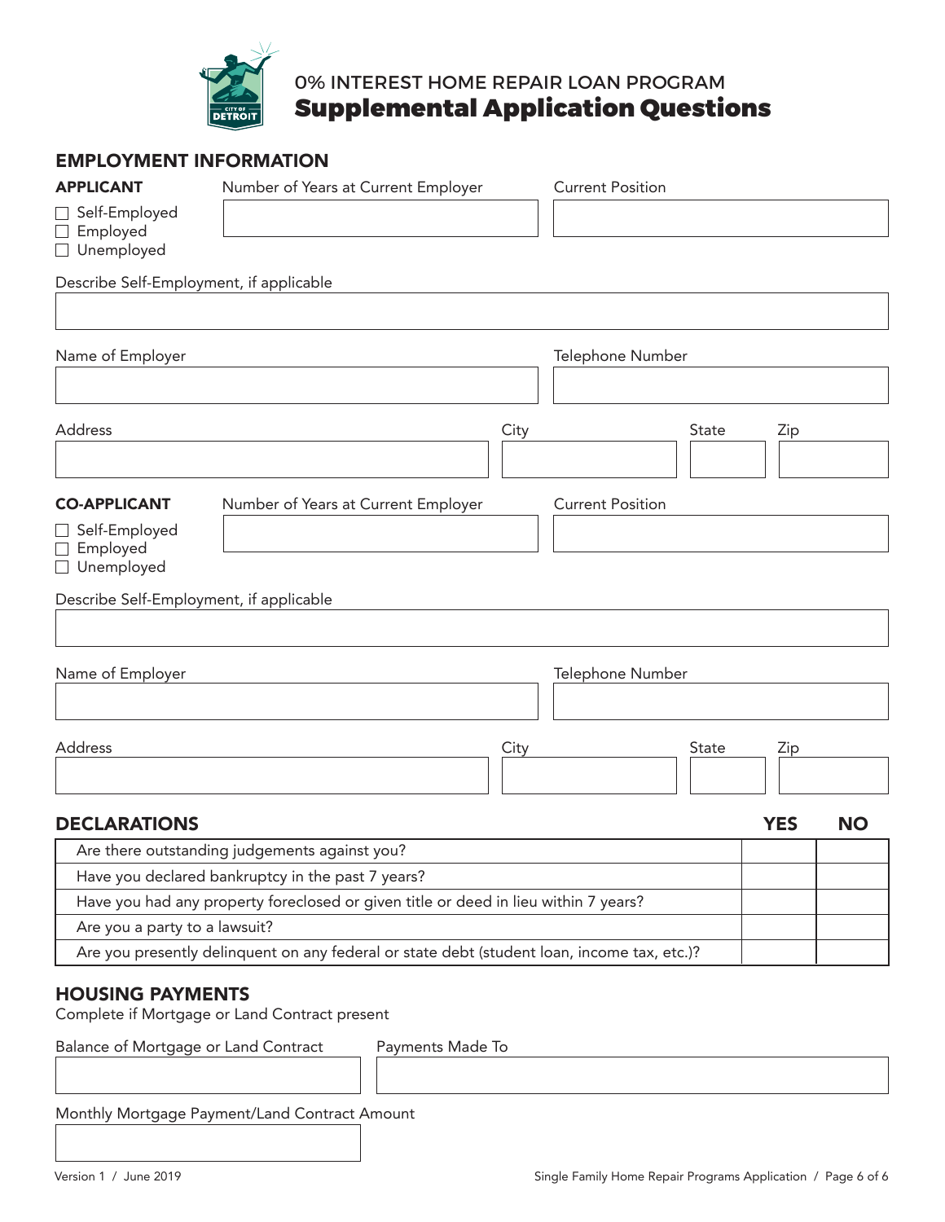0% INTEREST HOME REPAIR LOAN PROGRAM

# Supplemental Application Questions

## EMPLOYMENT INFORMATION

**APPLICANT**

☐ Self-Employed
☐ Employed
☐ Unemployed

Number of Years at Current Employer

Current Position

Describe Self-Employment, if applicable

Name of Employer

Telephone Number

Address

City

State

Zip

**CO-APPLICANT**

☐ Self-Employed
☐ Employed
☐ Unemployed

Number of Years at Current Employer

Current Position

Describe Self-Employment, if applicable

Name of Employer

Telephone Number

Address

City

State

Zip

## DECLARATIONS

| | YES | NO |
|---|---|---|
| Are there outstanding judgements against you? | | |
| Have you declared bankruptcy in the past 7 years? | | |
| Have you had any property foreclosed or given title or deed in lieu within 7 years? | | |
| Are you a party to a lawsuit? | | |
| Are you presently delinquent on any federal or state debt (student loan, income tax, etc.)? | | |

## HOUSING PAYMENTS

Complete if Mortgage or Land Contract present

Balance of Mortgage or Land Contract

Payments Made To

Monthly Mortgage Payment/Land Contract Amount

Version 1 / June 2019